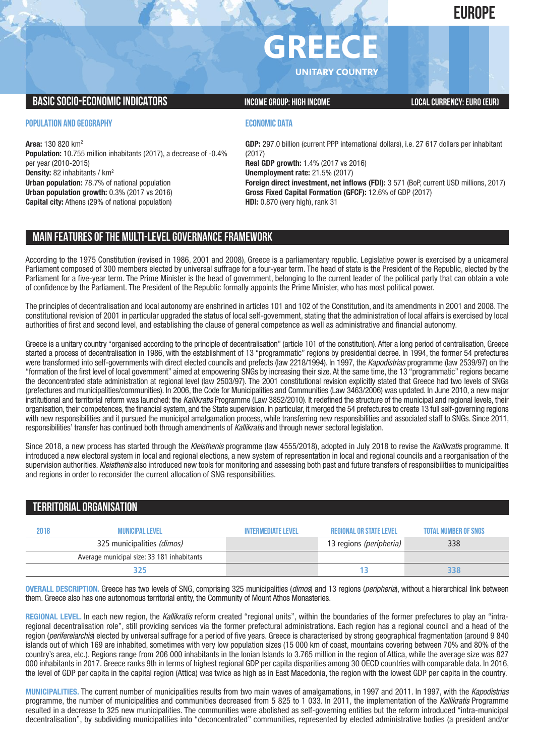EUROPE

# GREECE

UNITARY COUNTRY

## BASIC SOCIO-ECONOMIC INDICATORS

INCOME GROUP: HIGH INCOME

LOCAL CURRENCY: EURO (EUR)

### POPULATION AND GEOGRAPHY

**Area:** 130 820 km$^2$
**Population:** 10.755 million inhabitants (2017), a decrease of -0.4% per year (2010-2015)
**Density:** 82 inhabitants / km$^2$
**Urban population:** 78.7% of national population
**Urban population growth:** 0.3% (2017 vs 2016)
**Capital city:** Athens (29% of national population)

### ECONOMIC DATA

**GDP:** 297.0 billion (current PPP international dollars), i.e. 27 617 dollars per inhabitant (2017)
**Real GDP growth:** 1.4% (2017 vs 2016)
**Unemployment rate:** 21.5% (2017)
**Foreign direct investment, net inflows (FDI):** 3 571 (BoP, current USD millions, 2017)
**Gross Fixed Capital Formation (GFCF):** 12.6% of GDP (2017)
**HDI:** 0.870 (very high), rank 31

## MAIN FEATURES OF THE MULTI-LEVEL GOVERNANCE FRAMEWORK

According to the 1975 Constitution (revised in 1986, 2001 and 2008), Greece is a parliamentary republic. Legislative power is exercised by a unicameral Parliament composed of 300 members elected by universal suffrage for a four-year term. The head of state is the President of the Republic, elected by the Parliament for a five-year term. The Prime Minister is the head of government, belonging to the current leader of the political party that can obtain a vote of confidence by the Parliament. The President of the Republic formally appoints the Prime Minister, who has most political power.

The principles of decentralisation and local autonomy are enshrined in articles 101 and 102 of the Constitution, and its amendments in 2001 and 2008. The constitutional revision of 2001 in particular upgraded the status of local self-government, stating that the administration of local affairs is exercised by local authorities of first and second level, and establishing the clause of general competence as well as administrative and financial autonomy.

Greece is a unitary country "organised according to the principle of decentralisation" (article 101 of the constitution). After a long period of centralisation, Greece started a process of decentralisation in 1986, with the establishment of 13 "programmatic" regions by presidential decree. In 1994, the former 54 prefectures were transformed into self-governments with direct elected councils and prefects (law 2218/1994). In 1997, the *Kapodistrias* programme (law 2539/97) on the "formation of the first level of local government" aimed at empowering SNGs by increasing their size. At the same time, the 13 "programmatic" regions became the deconcentrated state administration at regional level (law 2503/97). The 2001 constitutional revision explicitly stated that Greece had two levels of SNGs (prefectures and municipalities/communities). In 2006, the Code for Municipalities and Communities (Law 3463/2006) was updated. In June 2010, a new major institutional and territorial reform was launched: the *Kallikratis* Programme (Law 3852/2010). It redefined the structure of the municipal and regional levels, their organisation, their competences, the financial system, and the State supervision. In particular, it merged the 54 prefectures to create 13 full self-governing regions with new responsibilities and it pursued the municipal amalgamation process, while transferring new responsibilities and associated staff to SNGs. Since 2011, responsibilities' transfer has continued both through amendments of *Kallikratis* and through newer sectoral legislation.

Since 2018, a new process has started through the *Kleisthenis* programme (law 4555/2018), adopted in July 2018 to revise the *Kallikratis* programme. It introduced a new electoral system in local and regional elections, a new system of representation in local and regional councils and a reorganisation of the supervision authorities. *Kleisthenis* also introduced new tools for monitoring and assessing both past and future transfers of responsibilities to municipalities and regions in order to reconsider the current allocation of SNG responsibilities.

## TERRITORIAL ORGANISATION

| 2018 | MUNICIPAL LEVEL | INTERMEDIATE LEVEL | REGIONAL OR STATE LEVEL | TOTAL NUMBER OF SNGS |
|---|---|---|---|---|
| | 325 municipalities *(dimos)* | | 13 regions *(peripheria)* | 338 |
| | Average municipal size: 33 181 inhabitants | | | |
| | 325 | | 13 | 338 |

**OVERALL DESCRIPTION.** Greece has two levels of SNG, comprising 325 municipalities (*dimos*) and 13 regions (*peripheria*), without a hierarchical link between them. Greece also has one autonomous territorial entity, the Community of Mount Athos Monasteries.

**REGIONAL LEVEL.** In each new region, the *Kallikratis* reform created "regional units", within the boundaries of the former prefectures to play an "intra-regional decentralisation role", still providing services via the former prefectural administrations. Each region has a regional council and a head of the region (*perifereiarchis*) elected by universal suffrage for a period of five years. Greece is characterised by strong geographical fragmentation (around 9 840 islands out of which 169 are inhabited, sometimes with very low population sizes (15 000 km of coast, mountains covering between 70% and 80% of the country's area, etc.). Regions range from 206 000 inhabitants in the Ionian Islands to 3.765 million in the region of Attica, while the average size was 827 000 inhabitants in 2017. Greece ranks 9th in terms of highest regional GDP per capita disparities among 30 OECD countries with comparable data. In 2016, the level of GDP per capita in the capital region (Attica) was twice as high as in East Macedonia, the region with the lowest GDP per capita in the country.

**MUNICIPALITIES.** The current number of municipalities results from two main waves of amalgamations, in 1997 and 2011. In 1997, with the *Kapodistrias* programme, the number of municipalities and communities decreased from 5 825 to 1 033. In 2011, the implementation of the *Kallikratis* Programme resulted in a decrease to 325 new municipalities. The communities were abolished as self-governing entities but the reform introduced "intra-municipal decentralisation", by subdividing municipalities into "deconcentrated" communities, represented by elected administrative bodies (a president and/or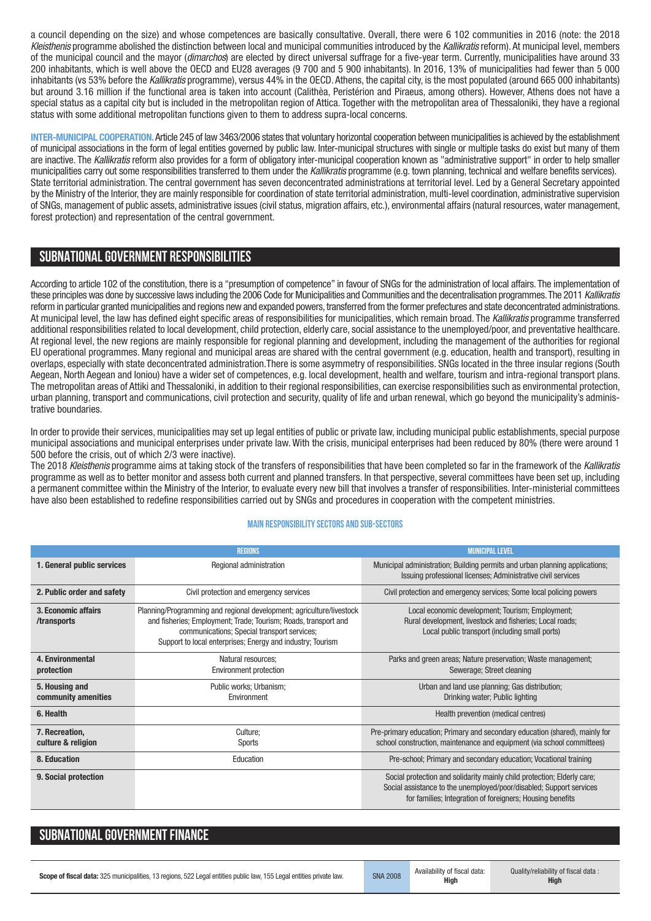a council depending on the size) and whose competences are basically consultative. Overall, there were 6 102 communities in 2016 (note: the 2018 *Kleisthenis* programme abolished the distinction between local and municipal communities introduced by the *Kallikratis* reform). At municipal level, members of the municipal council and the mayor (*dimarchos*) are elected by direct universal suffrage for a five-year term. Currently, municipalities have around 33 200 inhabitants, which is well above the OECD and EU28 averages (9 700 and 5 900 inhabitants). In 2016, 13% of municipalities had fewer than 5 000 inhabitants (vs 53% before the *Kallikratis* programme), versus 44% in the OECD. Athens, the capital city, is the most populated (around 665 000 inhabitants) but around 3.16 million if the functional area is taken into account (Calithèa, Peristérion and Piraeus, among others). However, Athens does not have a special status as a capital city but is included in the metropolitan region of Attica. Together with the metropolitan area of Thessaloniki, they have a regional status with some additional metropolitan functions given to them to address supra-local concerns.

**INTER-MUNICIPAL COOPERATION.** Article 245 of law 3463/2006 states that voluntary horizontal cooperation between municipalities is achieved by the establishment of municipal associations in the form of legal entities governed by public law. Inter-municipal structures with single or multiple tasks do exist but many of them are inactive. The *Kallikratis* reform also provides for a form of obligatory inter-municipal cooperation known as "administrative support" in order to help smaller municipalities carry out some responsibilities transferred to them under the *Kallikratis* programme (e.g. town planning, technical and welfare benefits services). State territorial administration. The central government has seven deconcentrated administrations at territorial level. Led by a General Secretary appointed by the Ministry of the Interior, they are mainly responsible for coordination of state territorial administration, multi-level coordination, administrative supervision of SNGs, management of public assets, administrative issues (civil status, migration affairs, etc.), environmental affairs (natural resources, water management, forest protection) and representation of the central government.

## SUBNATIONAL GOVERNMENT RESPONSIBILITIES

According to article 102 of the constitution, there is a "presumption of competence" in favour of SNGs for the administration of local affairs. The implementation of these principles was done by successive laws including the 2006 Code for Municipalities and Communities and the decentralisation programmes. The 2011 *Kallikratis* reform in particular granted municipalities and regions new and expanded powers, transferred from the former prefectures and state deconcentrated administrations. At municipal level, the law has defined eight specific areas of responsibilities for municipalities, which remain broad. The *Kallikratis* programme transferred additional responsibilities related to local development, child protection, elderly care, social assistance to the unemployed/poor, and preventative healthcare. At regional level, the new regions are mainly responsible for regional planning and development, including the management of the authorities for regional EU operational programmes. Many regional and municipal areas are shared with the central government (e.g. education, health and transport), resulting in overlaps, especially with state deconcentrated administration.There is some asymmetry of responsibilities. SNGs located in the three insular regions (South Aegean, North Aegean and Ioniou) have a wider set of competences, e.g. local development, health and welfare, tourism and intra-regional transport plans. The metropolitan areas of Attiki and Thessaloniki, in addition to their regional responsibilities, can exercise responsibilities such as environmental protection, urban planning, transport and communications, civil protection and security, quality of life and urban renewal, which go beyond the municipality's administrative boundaries.

In order to provide their services, municipalities may set up legal entities of public or private law, including municipal public establishments, special purpose municipal associations and municipal enterprises under private law. With the crisis, municipal enterprises had been reduced by 80% (there were around 1 500 before the crisis, out of which 2/3 were inactive).

The 2018 *Kleisthenis* programme aims at taking stock of the transfers of responsibilities that have been completed so far in the framework of the *Kallikratis* programme as well as to better monitor and assess both current and planned transfers. In that perspective, several committees have been set up, including a permanent committee within the Ministry of the Interior, to evaluate every new bill that involves a transfer of responsibilities. Inter-ministerial committees have also been established to redefine responsibilities carried out by SNGs and procedures in cooperation with the competent ministries.

### MAIN RESPONSIBILITY SECTORS AND SUB-SECTORS

| | Regions | Municipal level |
|---|---|---|
| **1. General public services** | Regional administration | Municipal administration; Building permits and urban planning applications; Issuing professional licenses; Administrative civil services |
| **2. Public order and safety** | Civil protection and emergency services | Civil protection and emergency services; Some local policing powers |
| **3. Economic affairs /transports** | Planning/Programming and regional development; agriculture/livestock and fisheries; Employment; Trade; Tourism; Roads, transport and communications; Special transport services; Support to local enterprises; Energy and industry; Tourism | Local economic development; Tourism; Employment; Rural development, livestock and fisheries; Local roads; Local public transport (including small ports) |
| **4. Environmental protection** | Natural resources; Environment protection | Parks and green areas; Nature preservation; Waste management; Sewerage; Street cleaning |
| **5. Housing and community amenities** | Public works; Urbanism; Environment | Urban and land use planning; Gas distribution; Drinking water; Public lighting |
| **6. Health** | | Health prevention (medical centres) |
| **7. Recreation, culture & religion** | Culture; Sports | Pre-primary education; Primary and secondary education (shared), mainly for school construction, maintenance and equipment (via school committees) |
| **8. Education** | Education | Pre-school; Primary and secondary education; Vocational training |
| **9. Social protection** | | Social protection and solidarity mainly child protection; Elderly care; Social assistance to the unemployed/poor/disabled; Support services for families; Integration of foreigners; Housing benefits |

## SUBNATIONAL GOVERNMENT FINANCE

| | | | |
|---|---|---|---|
| **Scope of fiscal data:** 325 municipalities, 13 regions, 522 Legal entities public law, 155 Legal entities private law. | SNA 2008 | Availability of fiscal data: **High** | Quality/reliability of fiscal data : **High** |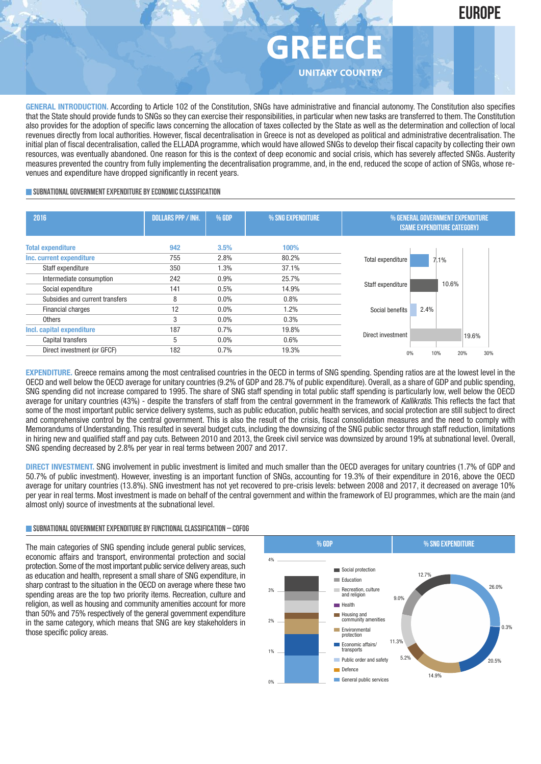EUROPE

# GREECE

UNITARY COUNTRY

**GENERAL INTRODUCTION.** According to Article 102 of the Constitution, SNGs have administrative and financial autonomy. The Constitution also specifies that the State should provide funds to SNGs so they can exercise their responsibilities, in particular when new tasks are transferred to them. The Constitution also provides for the adoption of specific laws concerning the allocation of taxes collected by the State as well as the determination and collection of local revenues directly from local authorities. However, fiscal decentralisation in Greece is not as developed as political and administrative decentralisation. The initial plan of fiscal decentralisation, called the ELLADA programme, which would have allowed SNGs to develop their fiscal capacity by collecting their own resources, was eventually abandoned. One reason for this is the context of deep economic and social crisis, which has severely affected SNGs. Austerity measures prevented the country from fully implementing the decentralisation programme, and, in the end, reduced the scope of action of SNGs, whose revenues and expenditure have dropped significantly in recent years.

## SUBNATIONAL GOVERNMENT EXPENDITURE BY ECONOMIC CLASSIFICATION

| 2016 | DOLLARS PPP / INH. | % GDP | % SNG EXPENDITURE |
|---|---|---|---|
| **Total expenditure** | 942 | 3.5% | 100% |
| **Inc. current expenditure** | 755 | 2.8% | 80.2% |
| Staff expenditure | 350 | 1.3% | 37.1% |
| Intermediate consumption | 242 | 0.9% | 25.7% |
| Social expenditure | 141 | 0.5% | 14.9% |
| Subsidies and current transfers | 8 | 0.0% | 0.8% |
| Financial charges | 12 | 0.0% | 1.2% |
| Others | 3 | 0.0% | 0.3% |
| **Incl. capital expenditure** | 187 | 0.7% | 19.8% |
| Capital transfers | 5 | 0.0% | 0.6% |
| Direct investment (or GFCF) | 182 | 0.7% | 19.3% |

% GENERAL GOVERNMENT EXPENDITURE (SAME EXPENDITURE CATEGORY)

Total expenditure 7.1%
Staff expenditure 10.6%
Social benefits 2.4%
Direct investment 19.6%
0% 10% 20% 30%

**EXPENDITURE.** Greece remains among the most centralised countries in the OECD in terms of SNG spending. Spending ratios are at the lowest level in the OECD and well below the OECD average for unitary countries (9.2% of GDP and 28.7% of public expenditure). Overall, as a share of GDP and public spending, SNG spending did not increase compared to 1995. The share of SNG staff spending in total public staff spending is particularly low, well below the OECD average for unitary countries (43%) - despite the transfers of staff from the central government in the framework of *Kallikratis*. This reflects the fact that some of the most important public service delivery systems, such as public education, public health services, and social protection are still subject to direct and comprehensive control by the central government. This is also the result of the crisis, fiscal consolidation measures and the need to comply with Memorandums of Understanding. This resulted in several budget cuts, including the downsizing of the SNG public sector through staff reduction, limitations in hiring new and qualified staff and pay cuts. Between 2010 and 2013, the Greek civil service was downsized by around 19% at subnational level. Overall, SNG spending decreased by 2.8% per year in real terms between 2007 and 2017.

**DIRECT INVESTMENT.** SNG involvement in public investment is limited and much smaller than the OECD averages for unitary countries (1.7% of GDP and 50.7% of public investment). However, investing is an important function of SNGs, accounting for 19.3% of their expenditure in 2016, above the OECD average for unitary countries (13.8%). SNG investment has not yet recovered to pre-crisis levels: between 2008 and 2017, it decreased on average 10% per year in real terms. Most investment is made on behalf of the central government and within the framework of EU programmes, which are the main (and almost only) source of investments at the subnational level.

## SUBNATIONAL GOVERNMENT EXPENDITURE BY FUNCTIONAL CLASSIFICATION – COFOG

The main categories of SNG spending include general public services, economic affairs and transport, environmental protection and social protection. Some of the most important public service delivery areas, such as education and health, represent a small share of SNG expenditure, in sharp contrast to the situation in the OECD on average where these two spending areas are the top two priority items. Recreation, culture and religion, as well as housing and community amenities account for more than 50% and 75% respectively of the general government expenditure in the same category, which means that SNG are key stakeholders in those specific policy areas.

% GDP

4% 3% 2% 1% 0%

% SNG EXPENDITURE

Social protection
Education
Recreation, culture and religion
Health
Housing and community amenities
Environmental protection
Economic affairs/ transports
Public order and safety
Defence
General public services

12.7% 26.0% 0.3% 20.5% 14.9% 5.2% 11.3% 9.0%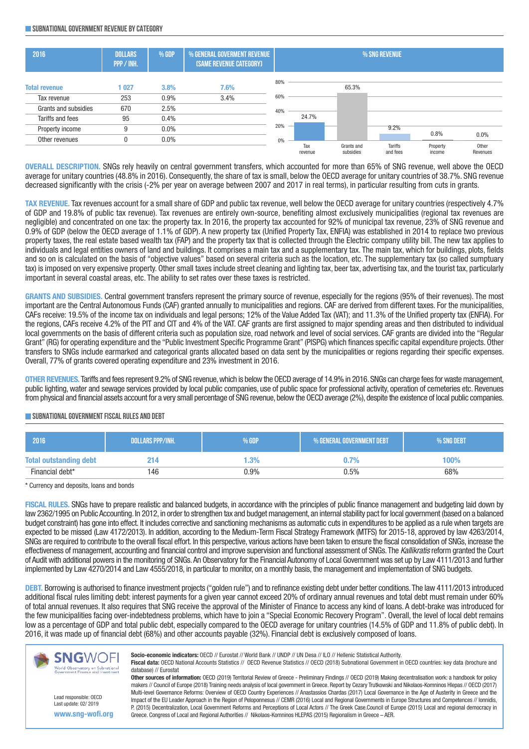## SUBNATIONAL GOVERNMENT REVENUE BY CATEGORY

| 2016 | DOLLARS PPP / INH. | % GDP | % GENERAL GOVERMENT REVENUE (SAME REVENUE CATEGORY) |
|---|---|---|---|
| **Total revenue** | **1 027** | **3.8%** | **7.6%** |
| Tax revenue | 253 | 0.9% | 3.4% |
| Grants and subsidies | 670 | 2.5% | |
| Tariffs and fees | 95 | 0.4% | |
| Property income | 9 | 0.0% | |
| Other revenues | 0 | 0.0% | |

% SNG REVENUE

80%
60%
40%
20%
0%

24.7% Tax revenue
65.3% Grants and subsidies
9.2% Tariffs and fees
0.8% Property income
0.0% Other Revenues

**OVERALL DESCRIPTION.** SNGs rely heavily on central government transfers, which accounted for more than 65% of SNG revenue, well above the OECD average for unitary countries (48.8% in 2016). Consequently, the share of tax is small, below the OECD average for unitary countries of 38.7%. SNG revenue decreased significantly with the crisis (-2% per year on average between 2007 and 2017 in real terms), in particular resulting from cuts in grants.

**TAX REVENUE.** Tax revenues account for a small share of GDP and public tax revenue, well below the OECD average for unitary countries (respectively 4.7% of GDP and 19.8% of public tax revenue). Tax revenues are entirely own-source, benefiting almost exclusively municipalities (regional tax revenues are negligible) and concentrated on one tax: the property tax. In 2016, the property tax accounted for 92% of municipal tax revenue, 23% of SNG revenue and 0.9% of GDP (below the OECD average of 1.1% of GDP). A new property tax (Unified Property Tax, ENFIA) was established in 2014 to replace two previous property taxes, the real estate based wealth tax (FAP) and the property tax that is collected through the Electric company utility bill. The new tax applies to individuals and legal entities owners of land and buildings. It comprises a main tax and a supplementary tax. The main tax, which for buildings, plots, fields and so on is calculated on the basis of "objective values" based on several criteria such as the location, etc. The supplementary tax (so called sumptuary tax) is imposed on very expensive property. Other small taxes include street cleaning and lighting tax, beer tax, advertising tax, and the tourist tax, particularly important in several coastal areas, etc. The ability to set rates over these taxes is restricted.

**GRANTS AND SUBSIDIES.** Central government transfers represent the primary source of revenue, especially for the regions (95% of their revenues). The most important are the Central Autonomous Funds (CAF) granted annually to municipalities and regions. CAF are derived from different taxes. For the municipalities, CAFs receive: 19.5% of the income tax on individuals and legal persons; 12% of the Value Added Tax (VAT); and 11.3% of the Unified property tax (ENFIA). For the regions, CAFs receive 4.2% of the PIT and CIT and 4% of the VAT. CAF grants are first assigned to major spending areas and then distributed to individual local governments on the basis of different criteria such as population size, road network and level of social services. CAF grants are divided into the "Regular Grant" (RG) for operating expenditure and the "Public Investment Specific Programme Grant" (PISPG) which finances specific capital expenditure projects. Other transfers to SNGs include earmarked and categorical grants allocated based on data sent by the municipalities or regions regarding their specific expenses. Overall, 77% of grants covered operating expenditure and 23% investment in 2016.

**OTHER REVENUES.** Tariffs and fees represent 9.2% of SNG revenue, which is below the OECD average of 14.9% in 2016. SNGs can charge fees for waste management, public lighting, water and sewage services provided by local public companies, use of public space for professional activity, operation of cemeteries etc. Revenues from physical and financial assets account for a very small percentage of SNG revenue, below the OECD average (2%), despite the existence of local public companies.

## SUBNATIONAL GOVERNMENT FISCAL RULES AND DEBT

| 2016 | DOLLARS PPP/INH. | % GDP | % GENERAL GOVERNMENT DEBT | % SNG DEBT |
|---|---|---|---|---|
| **Total outstanding debt** | **214** | **1.3%** | **0.7%** | **100%** |
| Financial debt* | 146 | 0.9% | 0.5% | 68% |

\* Currency and deposits, loans and bonds

**FISCAL RULES.** SNGs have to prepare realistic and balanced budgets, in accordance with the principles of public finance management and budgeting laid down by law 2362/1995 on Public Accounting. In 2012, in order to strengthen tax and budget management, an internal stability pact for local government (based on a balanced budget constraint) has gone into effect. It includes corrective and sanctioning mechanisms as automatic cuts in expenditures to be applied as a rule when targets are expected to be missed (Law 4172/2013). In addition, according to the Medium-Term Fiscal Strategy Framework (MTFS) for 2015-18, approved by law 4263/2014, SNGs are required to contribute to the overall fiscal effort. In this perspective, various actions have been taken to ensure the fiscal consolidation of SNGs, increase the effectiveness of management, accounting and financial control and improve supervision and functional assessment of SNGs. The *Kallikratis* reform granted the Court of Audit with additional powers in the monitoring of SNGs. An Observatory for the Financial Autonomy of Local Government was set up by Law 4111/2013 and further implemented by Law 4270/2014 and Law 4555/2018, in particular to monitor, on a monthly basis, the management and implementation of SNG budgets.

**DEBT.** Borrowing is authorised to finance investment projects ("golden rule") and to refinance existing debt under better conditions. The law 4111/2013 introduced additional fiscal rules limiting debt: interest payments for a given year cannot exceed 20% of ordinary annual revenues and total debt must remain under 60% of total annual revenues. It also requires that SNG receive the approval of the Minister of Finance to access any kind of loans. A debt-brake was introduced for the few municipalities facing over-indebtedness problems, which have to join a "Special Economic Recovery Program". Overall, the level of local debt remains low as a percentage of GDP and total public debt, especially compared to the OECD average for unitary countries (14.5% of GDP and 11.8% of public debt). In 2016, it was made up of financial debt (68%) and other accounts payable (32%). Financial debt is exclusively composed of loans.

SNGWOFI
World Observatory on Subnational Government Finance and Investment

Lead responsible: OECD
Last update: 02/ 2019

www.sng-wofi.org

**Socio-economic indicators:** OECD // Eurostat // World Bank // UNDP // UN Desa // ILO // Hellenic Statistical Authority.
**Fiscal data:** OECD National Accounts Statistics // OECD Revenue Statistics // OECD (2018) Subnational Government in OECD countries: key data (brochure and database) // Eurostat
**Other sources of information:** OECD (2019) Territorial Review of Greece - Preliminary Findings // OECD (2019) Making decentralisation work: a handbook for policy makers // Council of Europe (2018) Training needs analysis of local government in Greece. Report by Cezary Trutkowski and Nikolaos-Komninos Hlepas // OECD (2017) Multi-level Governance Reforms: Overview of OECD Country Experiences // Anastassios Chardas (2017) Local Governance in the Age of Austerity in Greece and the Impact of the EU Leader Approach in the Region of Peloponnesus // CEMR (2016) Local and Regional Governments in Europe Structures and Competences // Ionnidis, P. (2015) Decentralization, Local Government Reforms and Perceptions of Local Actors // The Greek Case.Council of Europe (2015) Local and regional democracy in Greece. Congress of Local and Regional Authorities // Nikolaos-Komninos HLEPAS (2015) Regionalism in Greece – AER.